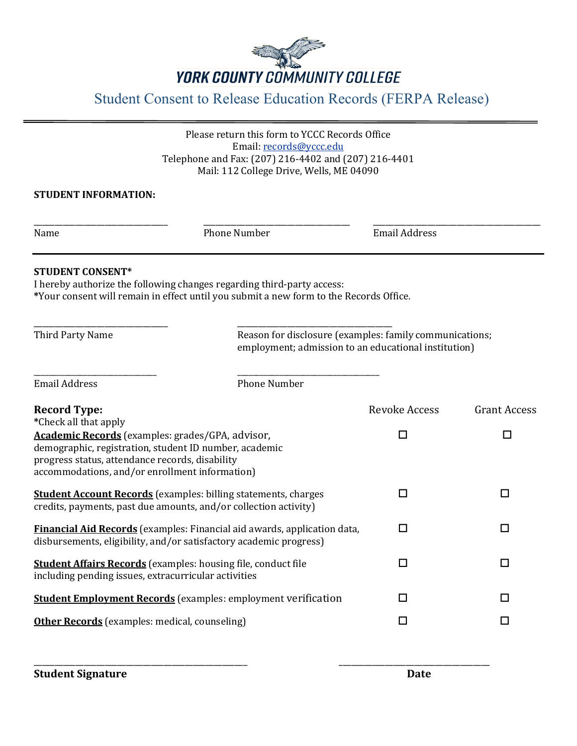# YORK COUNTY COMMUNITY COLLEGE

## Student Consent to Release Education Records (FERPA Release)

Please return this form to YCCC Records Office
Email: records@yccc.edu
Telephone and Fax: (207) 216-4402 and (207) 216-4401
Mail: 112 College Drive, Wells, ME 04090

**STUDENT INFORMATION:**

_______________________________ _______________________________ _______________________________
Name Phone Number Email Address

**STUDENT CONSENT***
I hereby authorize the following changes regarding third-party access:
*Your consent will remain in effect until you submit a new form to the Records Office.

_______________________________ _______________________________
Third Party Name Reason for disclosure (examples: family communications; employment; admission to an educational institution)

_______________________________ _______________________________
Email Address Phone Number

| **Record Type:** *Check all that apply | Revoke Access | Grant Access |
|---|---|---|
| **Academic Records** (examples: grades/GPA, advisor, demographic, registration, student ID number, academic progress status, attendance records, disability accommodations, and/or enrollment information) | ☐ | ☐ |
| **Student Account Records** (examples: billing statements, charges credits, payments, past due amounts, and/or collection activity) | ☐ | ☐ |
| **Financial Aid Records** (examples: Financial aid awards, application data, disbursements, eligibility, and/or satisfactory academic progress) | ☐ | ☐ |
| **Student Affairs Records** (examples: housing file, conduct file including pending issues, extracurricular activities | ☐ | ☐ |
| **Student Employment Records** (examples: employment verification | ☐ | ☐ |
| **Other Records** (examples: medical, counseling) | ☐ | ☐ |

_______________________________________________ _______________________________
**Student Signature** **Date**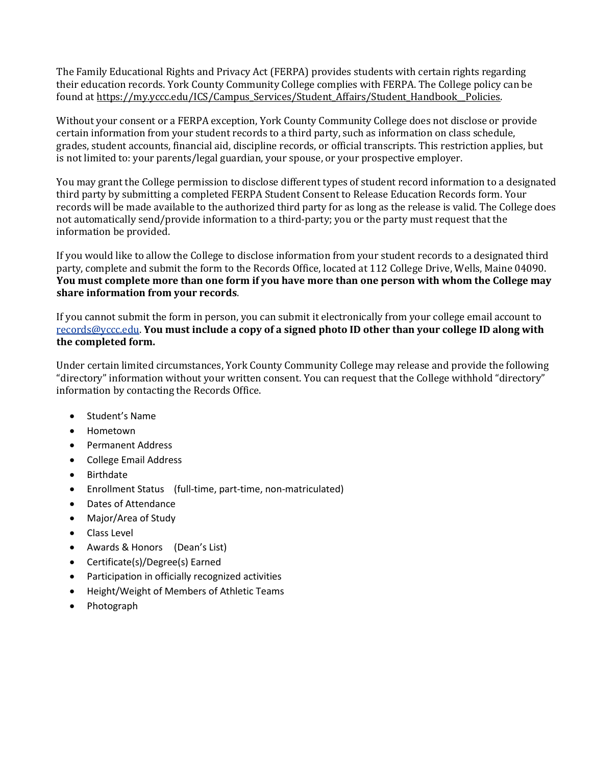The Family Educational Rights and Privacy Act (FERPA) provides students with certain rights regarding their education records. York County Community College complies with FERPA. The College policy can be found at https://my.yccc.edu/ICS/Campus_Services/Student_Affairs/Student_Handbook__Policies.

Without your consent or a FERPA exception, York County Community College does not disclose or provide certain information from your student records to a third party, such as information on class schedule, grades, student accounts, financial aid, discipline records, or official transcripts. This restriction applies, but is not limited to: your parents/legal guardian, your spouse, or your prospective employer.

You may grant the College permission to disclose different types of student record information to a designated third party by submitting a completed FERPA Student Consent to Release Education Records form. Your records will be made available to the authorized third party for as long as the release is valid. The College does not automatically send/provide information to a third-party; you or the party must request that the information be provided.

If you would like to allow the College to disclose information from your student records to a designated third party, complete and submit the form to the Records Office, located at 112 College Drive, Wells, Maine 04090. **You must complete more than one form if you have more than one person with whom the College may share information from your records**.

If you cannot submit the form in person, you can submit it electronically from your college email account to records@yccc.edu. **You must include a copy of a signed photo ID other than your college ID along with the completed form.**

Under certain limited circumstances, York County Community College may release and provide the following "directory" information without your written consent. You can request that the College withhold "directory" information by contacting the Records Office.

- Student's Name
- Hometown
- Permanent Address
- College Email Address
- Birthdate
- Enrollment Status (full-time, part-time, non-matriculated)
- Dates of Attendance
- Major/Area of Study
- Class Level
- Awards & Honors (Dean's List)
- Certificate(s)/Degree(s) Earned
- Participation in officially recognized activities
- Height/Weight of Members of Athletic Teams
- Photograph